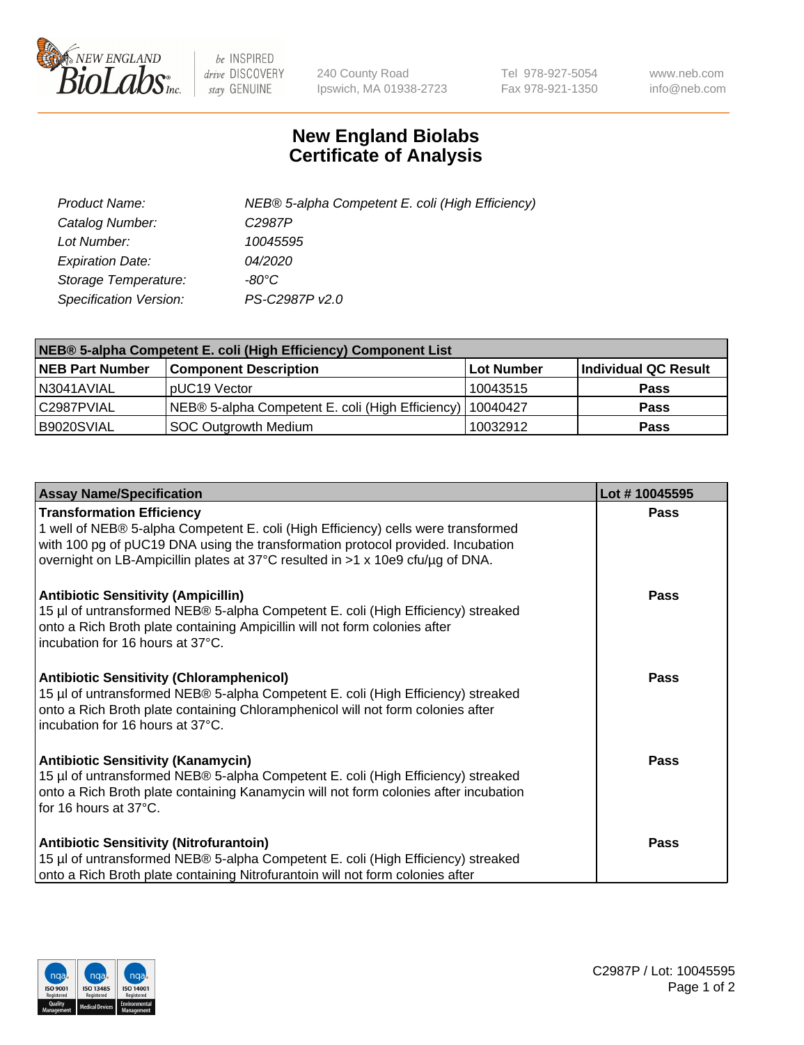# New England Biolabs Certificate of Analysis

| | |
|---|---|
| *Product Name:* | *NEB® 5-alpha Competent E. coli (High Efficiency)* |
| *Catalog Number:* | *C2987P* |
| *Lot Number:* | *10045595* |
| *Expiration Date:* | *04/2020* |
| *Storage Temperature:* | *-80°C* |
| *Specification Version:* | *PS-C2987P v2.0* |

| NEB® 5-alpha Competent E. coli (High Efficiency) Component List | | | |
|---|---|---|---|
| **NEB Part Number** | **Component Description** | **Lot Number** | **Individual QC Result** |
| N3041AVIAL | pUC19 Vector | 10043515 | **Pass** |
| C2987PVIAL | NEB® 5-alpha Competent E. coli (High Efficiency) | 10040427 | **Pass** |
| B9020SVIAL | SOC Outgrowth Medium | 10032912 | **Pass** |

| Assay Name/Specification | Lot # 10045595 |
|---|---|
| **Transformation Efficiency**<br>1 well of NEB® 5-alpha Competent E. coli (High Efficiency) cells were transformed with 100 pg of pUC19 DNA using the transformation protocol provided. Incubation overnight on LB-Ampicillin plates at 37°C resulted in >1 x 10e9 cfu/µg of DNA. | **Pass** |
| **Antibiotic Sensitivity (Ampicillin)**<br>15 µl of untransformed NEB® 5-alpha Competent E. coli (High Efficiency) streaked onto a Rich Broth plate containing Ampicillin will not form colonies after incubation for 16 hours at 37°C. | **Pass** |
| **Antibiotic Sensitivity (Chloramphenicol)**<br>15 µl of untransformed NEB® 5-alpha Competent E. coli (High Efficiency) streaked onto a Rich Broth plate containing Chloramphenicol will not form colonies after incubation for 16 hours at 37°C. | **Pass** |
| **Antibiotic Sensitivity (Kanamycin)**<br>15 µl of untransformed NEB® 5-alpha Competent E. coli (High Efficiency) streaked onto a Rich Broth plate containing Kanamycin will not form colonies after incubation for 16 hours at 37°C. | **Pass** |
| **Antibiotic Sensitivity (Nitrofurantoin)**<br>15 µl of untransformed NEB® 5-alpha Competent E. coli (High Efficiency) streaked onto a Rich Broth plate containing Nitrofurantoin will not form colonies after | **Pass** |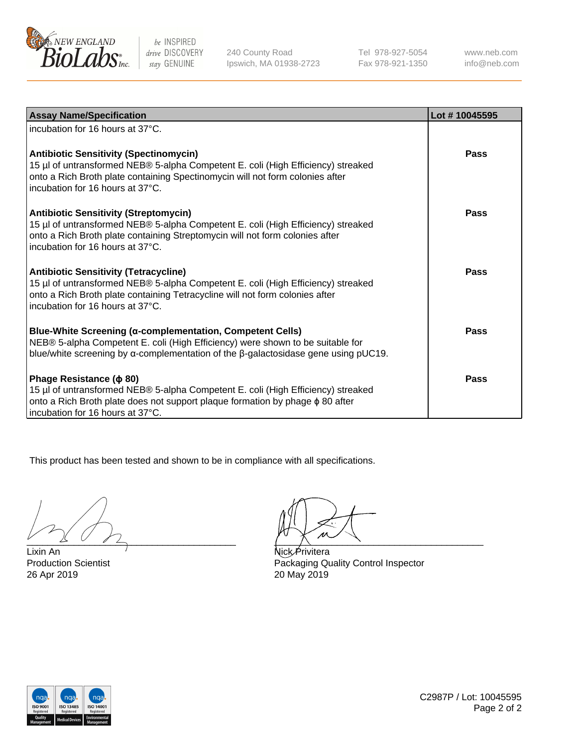| Assay Name/Specification | Lot # 10045595 |
|---|---|
| incubation for 16 hours at 37°C. | |
| **Antibiotic Sensitivity (Spectinomycin)**<br>15 µl of untransformed NEB® 5-alpha Competent E. coli (High Efficiency) streaked onto a Rich Broth plate containing Spectinomycin will not form colonies after incubation for 16 hours at 37°C. | Pass |
| **Antibiotic Sensitivity (Streptomycin)**<br>15 µl of untransformed NEB® 5-alpha Competent E. coli (High Efficiency) streaked onto a Rich Broth plate containing Streptomycin will not form colonies after incubation for 16 hours at 37°C. | Pass |
| **Antibiotic Sensitivity (Tetracycline)**<br>15 µl of untransformed NEB® 5-alpha Competent E. coli (High Efficiency) streaked onto a Rich Broth plate containing Tetracycline will not form colonies after incubation for 16 hours at 37°C. | Pass |
| **Blue-White Screening (α-complementation, Competent Cells)**<br>NEB® 5-alpha Competent E. coli (High Efficiency) were shown to be suitable for blue/white screening by α-complementation of the β-galactosidase gene using pUC19. | Pass |
| **Phage Resistance (ϕ 80)**<br>15 µl of untransformed NEB® 5-alpha Competent E. coli (High Efficiency) streaked onto a Rich Broth plate does not support plaque formation by phage ϕ 80 after incubation for 16 hours at 37°C. | Pass |

This product has been tested and shown to be in compliance with all specifications.

Lixin An
Production Scientist
26 Apr 2019

Nick Privitera
Packaging Quality Control Inspector
20 May 2019

C2987P / Lot: 10045595